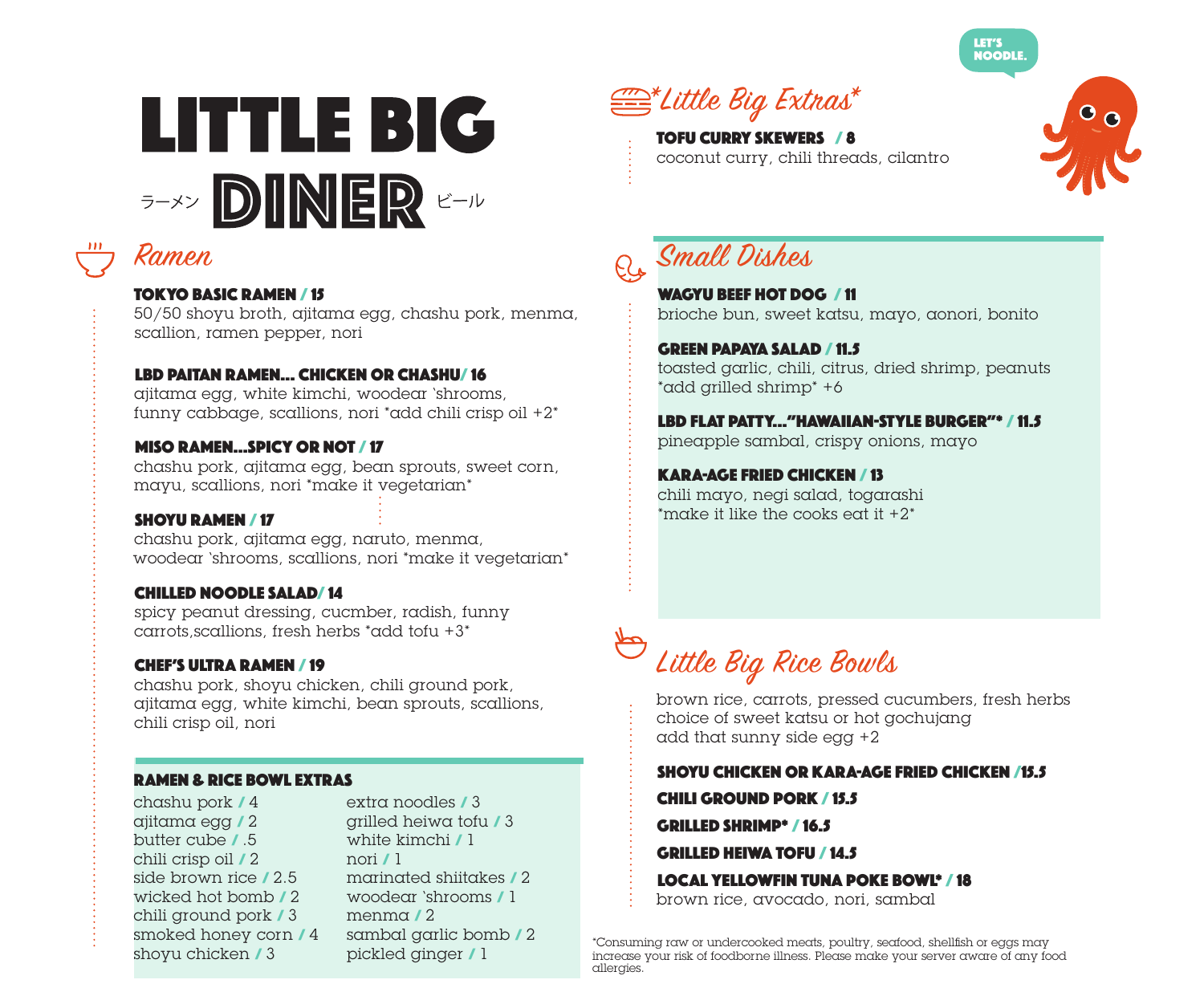# LITTLE BIG

ラーメン **DINER** ビール

## Ramen

### TOKYO BASIC RAMEN / 15
50/50 shoyu broth, ajitama egg, chashu pork, menma, scallion, ramen pepper, nori

### LBD PAITAN RAMEN... CHICKEN OR CHASHU/ 16
ajitama egg, white kimchi, woodear 'shrooms, funny cabbage, scallions, nori *add chili crisp oil +2*

### MISO RAMEN...SPICY OR NOT / 17
chashu pork, ajitama egg, bean sprouts, sweet corn, mayu, scallions, nori *make it vegetarian*

### SHOYU RAMEN / 17
chashu pork, ajitama egg, naruto, menma, woodear 'shrooms, scallions, nori *make it vegetarian*

### CHILLED NOODLE SALAD/ 14
spicy peanut dressing, cucmber, radish, funny carrots,scallions, fresh herbs *add tofu +3*

### CHEF'S ULTRA RAMEN / 19
chashu pork, shoyu chicken, chili ground pork, ajitama egg, white kimchi, bean sprouts, scallions, chili crisp oil, nori

### RAMEN & RICE BOWL EXTRAS

- chashu pork / 4
- ajitama egg / 2
- butter cube / .5
- chili crisp oil / 2
- side brown rice / 2.5
- wicked hot bomb / 2
- chili ground pork / 3
- smoked honey corn / 4
- shoyu chicken / 3
- extra noodles / 3
- grilled heiwa tofu / 3
- white kimchi / 1
- nori / 1
- marinated shiitakes / 2
- woodear 'shrooms / 1
- menma / 2
- sambal garlic bomb / 2
- pickled ginger / 1

## *Little Big Extras*

### TOFU CURRY SKEWERS / 8
coconut curry, chili threads, cilantro

LET'S NOODLE.

## Small Dishes

### WAGYU BEEF HOT DOG / 11
brioche bun, sweet katsu, mayo, aonori, bonito

### GREEN PAPAYA SALAD / 11.5
toasted garlic, chili, citrus, dried shrimp, peanuts *add grilled shrimp* +6

### LBD FLAT PATTY..."HAWAIIAN-STYLE BURGER"* / 11.5
pineapple sambal, crispy onions, mayo

### KARA-AGE FRIED CHICKEN / 13
chili mayo, negi salad, togarashi *make it like the cooks eat it +2*

## Little Big Rice Bowls

brown rice, carrots, pressed cucumbers, fresh herbs
choice of sweet katsu or hot gochujang
add that sunny side egg +2

### SHOYU CHICKEN OR KARA-AGE FRIED CHICKEN /15.5

### CHILI GROUND PORK / 15.5

### GRILLED SHRIMP* / 16.5

### GRILLED HEIWA TOFU / 14.5

### LOCAL YELLOWFIN TUNA POKE BOWL* / 18
brown rice, avocado, nori, sambal

*Consuming raw or undercooked meats, poultry, seafood, shellfish or eggs may increase your risk of foodborne illness. Please make your server aware of any food allergies.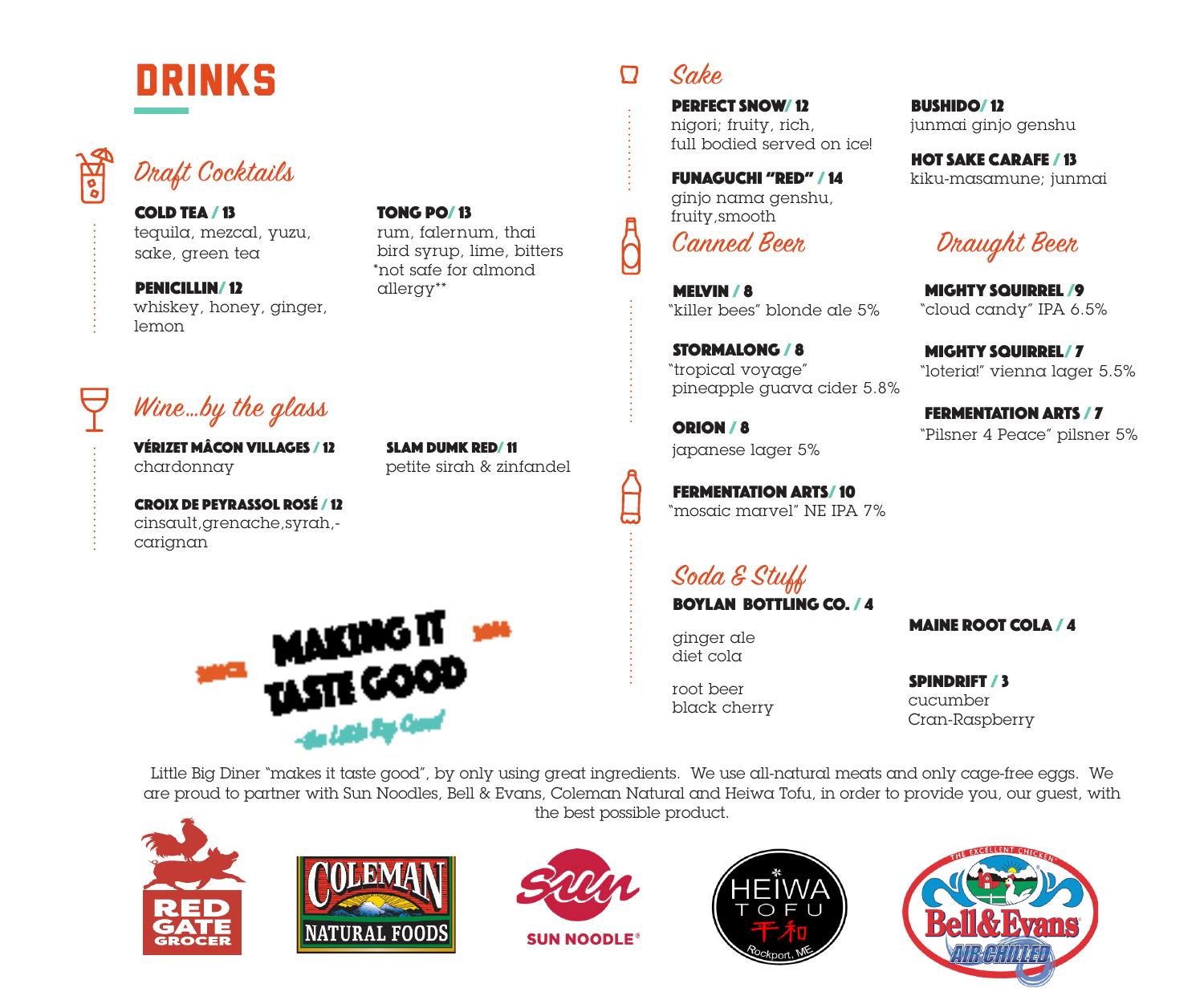# DRINKS

## Draft Cocktails

**COLD TEA / 13**
tequila, mezcal, yuzu, sake, green tea

**PENICILLIN / 12**
whiskey, honey, ginger, lemon

**TONG PO / 13**
rum, falernum, thai bird syrup, lime, bitters
*not safe for almond allergy**

## Wine...by the glass

**VÉRIZET MÂCON VILLAGES / 12**
chardonnay

**CROIX DE PEYRASSOL ROSÉ / 12**
cinsault,grenache,syrah,-carignan

**SLAM DUMK RED / 11**
petite sirah & zinfandel

MAKING IT TASTE GOOD
—the Little Big Crew!

## Sake

**PERFECT SNOW / 12**
nigori; fruity, rich, full bodied served on ice!

**FUNAGUCHI "RED" / 14**
ginjo nama genshu, fruity,smooth

**BUSHIDO / 12**
junmai ginjo genshu

**HOT SAKE CARAFE / 13**
kiku-masamune; junmai

## Canned Beer

**MELVIN / 8**
"killer bees" blonde ale 5%

**STORMALONG / 8**
"tropical voyage" pineapple guava cider 5.8%

**ORION / 8**
japanese lager 5%

**FERMENTATION ARTS / 10**
"mosaic marvel" NE IPA 7%

## Draught Beer

**MIGHTY SQUIRREL / 9**
"cloud candy" IPA 6.5%

**MIGHTY SQUIRREL / 7**
"loteria!" vienna lager 5.5%

**FERMENTATION ARTS / 7**
"Pilsner 4 Peace" pilsner 5%

## Soda & Stuff

**BOYLAN BOTTLING CO. / 4**

ginger ale
diet cola

root beer
black cherry

**MAINE ROOT COLA / 4**

**SPINDRIFT / 3**
cucumber
Cran-Raspberry

Little Big Diner "makes it taste good", by only using great ingredients. We use all-natural meats and only cage-free eggs. We are proud to partner with Sun Noodles, Bell & Evans, Coleman Natural and Heiwa Tofu, in order to provide you, our guest, with the best possible product.

RED GATE GROCER

COLEMAN NATURAL FOODS

SUN NOODLE

HEIWA TOFU 平和 Rockport, ME

THE EXCELLENT CHICKEN Bell&Evans AIR CHILLED